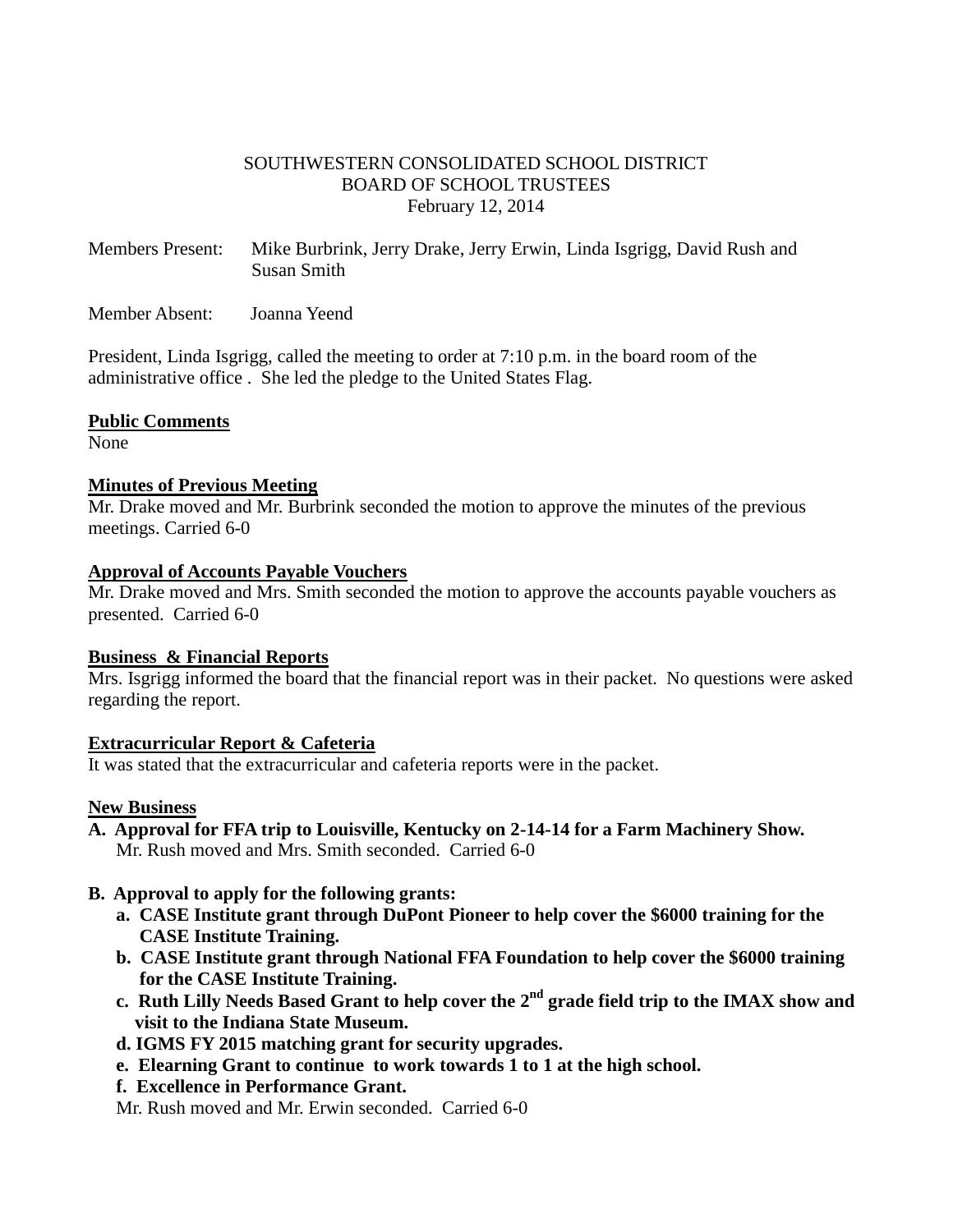SOUTHWESTERN CONSOLIDATED SCHOOL DISTRICT
BOARD OF SCHOOL TRUSTEES
February 12, 2014

Members Present: Mike Burbrink, Jerry Drake, Jerry Erwin, Linda Isgrigg, David Rush and Susan Smith

Member Absent: Joanna Yeend

President, Linda Isgrigg, called the meeting to order at 7:10 p.m. in the board room of the administrative office . She led the pledge to the United States Flag.

**Public Comments**
None

**Minutes of Previous Meeting**
Mr. Drake moved and Mr. Burbrink seconded the motion to approve the minutes of the previous meetings. Carried 6-0

**Approval of Accounts Payable Vouchers**
Mr. Drake moved and Mrs. Smith seconded the motion to approve the accounts payable vouchers as presented. Carried 6-0

**Business & Financial Reports**
Mrs. Isgrigg informed the board that the financial report was in their packet. No questions were asked regarding the report.

**Extracurricular Report & Cafeteria**
It was stated that the extracurricular and cafeteria reports were in the packet.

**New Business**

**A. Approval for FFA trip to Louisville, Kentucky on 2-14-14 for a Farm Machinery Show.**
Mr. Rush moved and Mrs. Smith seconded. Carried 6-0

**B. Approval to apply for the following grants:**

**a. CASE Institute grant through DuPont Pioneer to help cover the $6000 training for the CASE Institute Training.**
**b. CASE Institute grant through National FFA Foundation to help cover the $6000 training for the CASE Institute Training.**
**c. Ruth Lilly Needs Based Grant to help cover the 2nd grade field trip to the IMAX show and visit to the Indiana State Museum.**
**d. IGMS FY 2015 matching grant for security upgrades.**
**e. Elearning Grant to continue to work towards 1 to 1 at the high school.**
**f. Excellence in Performance Grant.**

Mr. Rush moved and Mr. Erwin seconded. Carried 6-0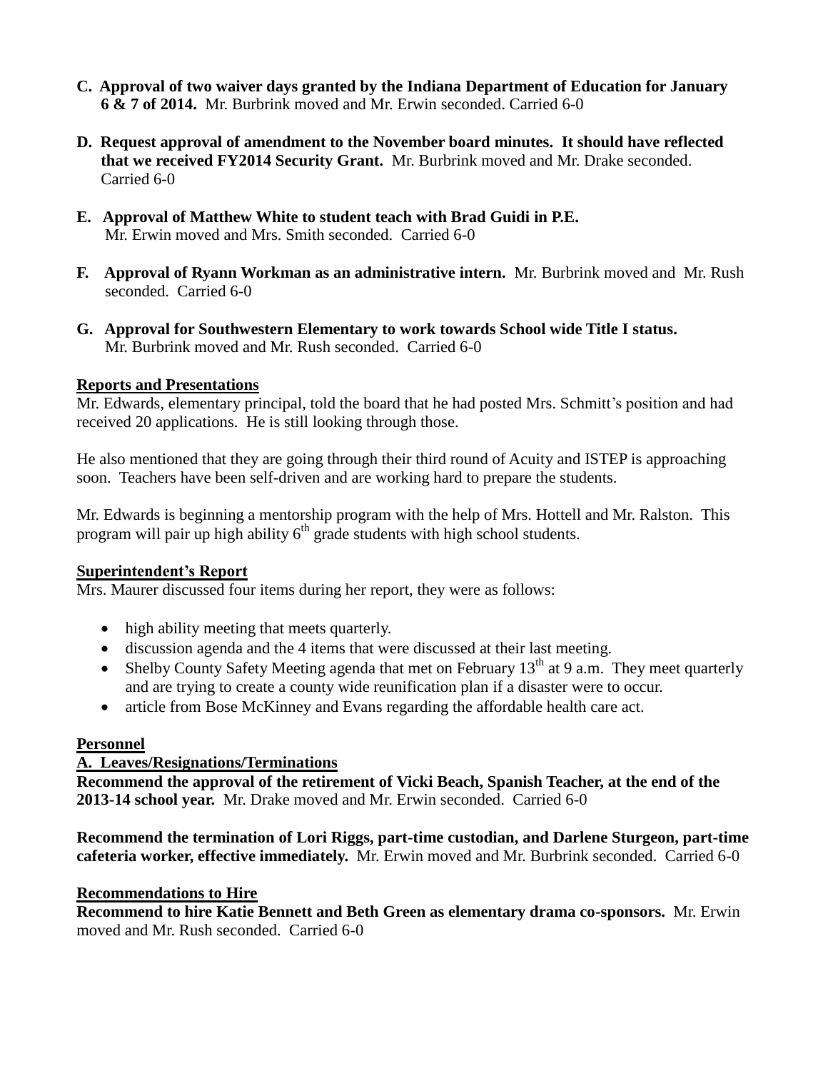**C. Approval of two waiver days granted by the Indiana Department of Education for January 6 & 7 of 2014.** Mr. Burbrink moved and Mr. Erwin seconded. Carried 6-0

**D. Request approval of amendment to the November board minutes. It should have reflected that we received FY2014 Security Grant.** Mr. Burbrink moved and Mr. Drake seconded. Carried 6-0

**E. Approval of Matthew White to student teach with Brad Guidi in P.E.** Mr. Erwin moved and Mrs. Smith seconded. Carried 6-0

**F. Approval of Ryann Workman as an administrative intern.** Mr. Burbrink moved and Mr. Rush seconded. Carried 6-0

**G. Approval for Southwestern Elementary to work towards School wide Title I status.** Mr. Burbrink moved and Mr. Rush seconded. Carried 6-0

**Reports and Presentations**

Mr. Edwards, elementary principal, told the board that he had posted Mrs. Schmitt's position and had received 20 applications. He is still looking through those.

He also mentioned that they are going through their third round of Acuity and ISTEP is approaching soon. Teachers have been self-driven and are working hard to prepare the students.

Mr. Edwards is beginning a mentorship program with the help of Mrs. Hottell and Mr. Ralston. This program will pair up high ability 6th grade students with high school students.

**Superintendent's Report**

Mrs. Maurer discussed four items during her report, they were as follows:

- high ability meeting that meets quarterly.
- discussion agenda and the 4 items that were discussed at their last meeting.
- Shelby County Safety Meeting agenda that met on February 13th at 9 a.m. They meet quarterly and are trying to create a county wide reunification plan if a disaster were to occur.
- article from Bose McKinney and Evans regarding the affordable health care act.

**Personnel**

**A. Leaves/Resignations/Terminations**

**Recommend the approval of the retirement of Vicki Beach, Spanish Teacher, at the end of the 2013-14 school year.** Mr. Drake moved and Mr. Erwin seconded. Carried 6-0

**Recommend the termination of Lori Riggs, part-time custodian, and Darlene Sturgeon, part-time cafeteria worker, effective immediately.** Mr. Erwin moved and Mr. Burbrink seconded. Carried 6-0

**Recommendations to Hire**

**Recommend to hire Katie Bennett and Beth Green as elementary drama co-sponsors.** Mr. Erwin moved and Mr. Rush seconded. Carried 6-0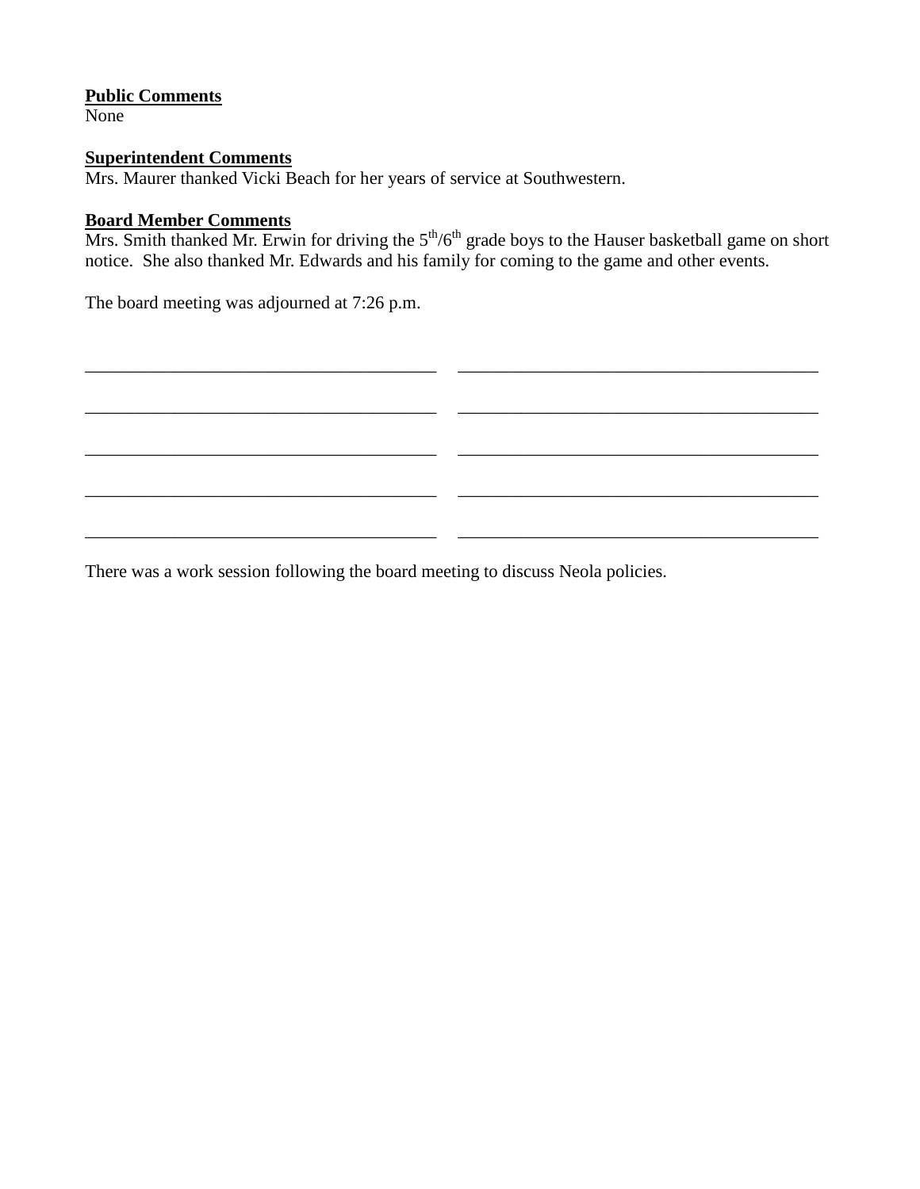**Public Comments**
None

**Superintendent Comments**
Mrs. Maurer thanked Vicki Beach for her years of service at Southwestern.

**Board Member Comments**
Mrs. Smith thanked Mr. Erwin for driving the $5^{th}/6^{th}$ grade boys to the Hauser basketball game on short notice. She also thanked Mr. Edwards and his family for coming to the game and other events.

The board meeting was adjourned at 7:26 p.m.

| | |
|---|---|
| ________________________________________ | ________________________________________ |
| ________________________________________ | ________________________________________ |
| ________________________________________ | ________________________________________ |
| ________________________________________ | ________________________________________ |
| ________________________________________ | ________________________________________ |

There was a work session following the board meeting to discuss Neola policies.